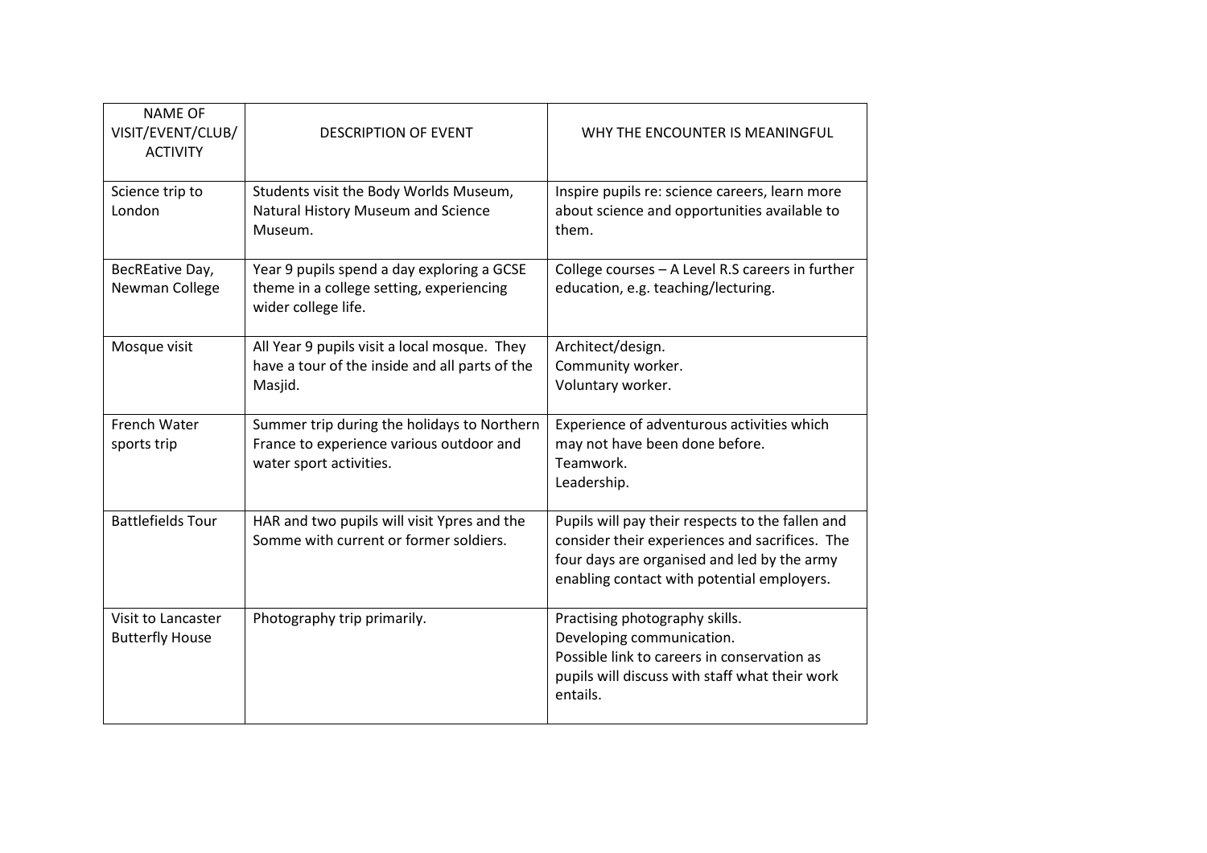| NAME OF VISIT/EVENT/CLUB/ ACTIVITY | DESCRIPTION OF EVENT | WHY THE ENCOUNTER IS MEANINGFUL |
| --- | --- | --- |
| Science trip to London | Students visit the Body Worlds Museum, Natural History Museum and Science Museum. | Inspire pupils re: science careers, learn more about science and opportunities available to them. |
| BecREative Day, Newman College | Year 9 pupils spend a day exploring a GCSE theme in a college setting, experiencing wider college life. | College courses – A Level R.S careers in further education, e.g. teaching/lecturing. |
| Mosque visit | All Year 9 pupils visit a local mosque. They have a tour of the inside and all parts of the Masjid. | Architect/design.<br>Community worker.<br>Voluntary worker. |
| French Water sports trip | Summer trip during the holidays to Northern France to experience various outdoor and water sport activities. | Experience of adventurous activities which may not have been done before.<br>Teamwork.<br>Leadership. |
| Battlefields Tour | HAR and two pupils will visit Ypres and the Somme with current or former soldiers. | Pupils will pay their respects to the fallen and consider their experiences and sacrifices. The four days are organised and led by the army enabling contact with potential employers. |
| Visit to Lancaster Butterfly House | Photography trip primarily. | Practising photography skills.<br>Developing communication.<br>Possible link to careers in conservation as pupils will discuss with staff what their work entails. |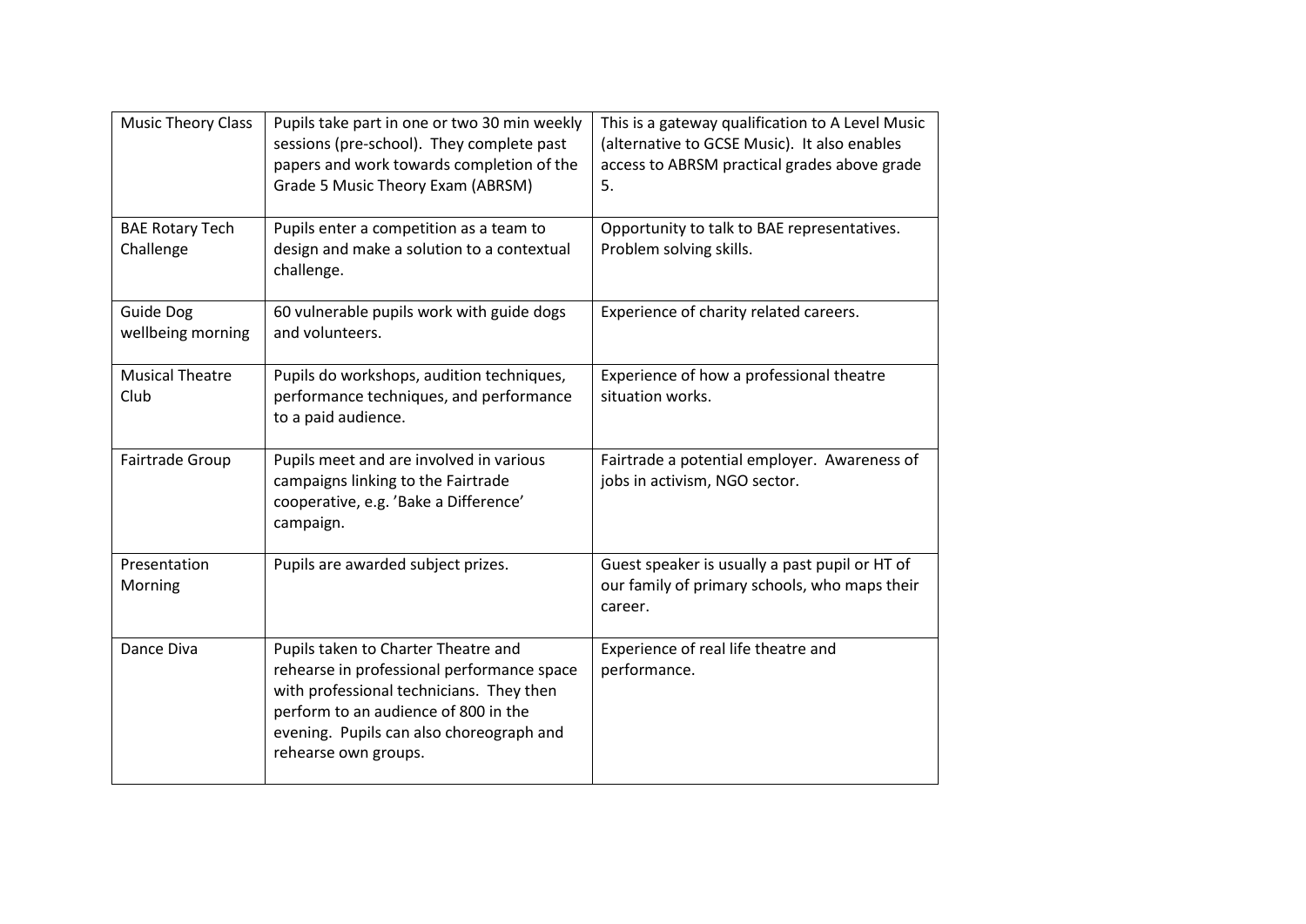| Music Theory Class | Pupils take part in one or two 30 min weekly sessions (pre-school). They complete past papers and work towards completion of the Grade 5 Music Theory Exam (ABRSM) | This is a gateway qualification to A Level Music (alternative to GCSE Music). It also enables access to ABRSM practical grades above grade 5. |
|---|---|---|
| BAE Rotary Tech Challenge | Pupils enter a competition as a team to design and make a solution to a contextual challenge. | Opportunity to talk to BAE representatives. Problem solving skills. |
| Guide Dog wellbeing morning | 60 vulnerable pupils work with guide dogs and volunteers. | Experience of charity related careers. |
| Musical Theatre Club | Pupils do workshops, audition techniques, performance techniques, and performance to a paid audience. | Experience of how a professional theatre situation works. |
| Fairtrade Group | Pupils meet and are involved in various campaigns linking to the Fairtrade cooperative, e.g. 'Bake a Difference' campaign. | Fairtrade a potential employer. Awareness of jobs in activism, NGO sector. |
| Presentation Morning | Pupils are awarded subject prizes. | Guest speaker is usually a past pupil or HT of our family of primary schools, who maps their career. |
| Dance Diva | Pupils taken to Charter Theatre and rehearse in professional performance space with professional technicians. They then perform to an audience of 800 in the evening. Pupils can also choreograph and rehearse own groups. | Experience of real life theatre and performance. |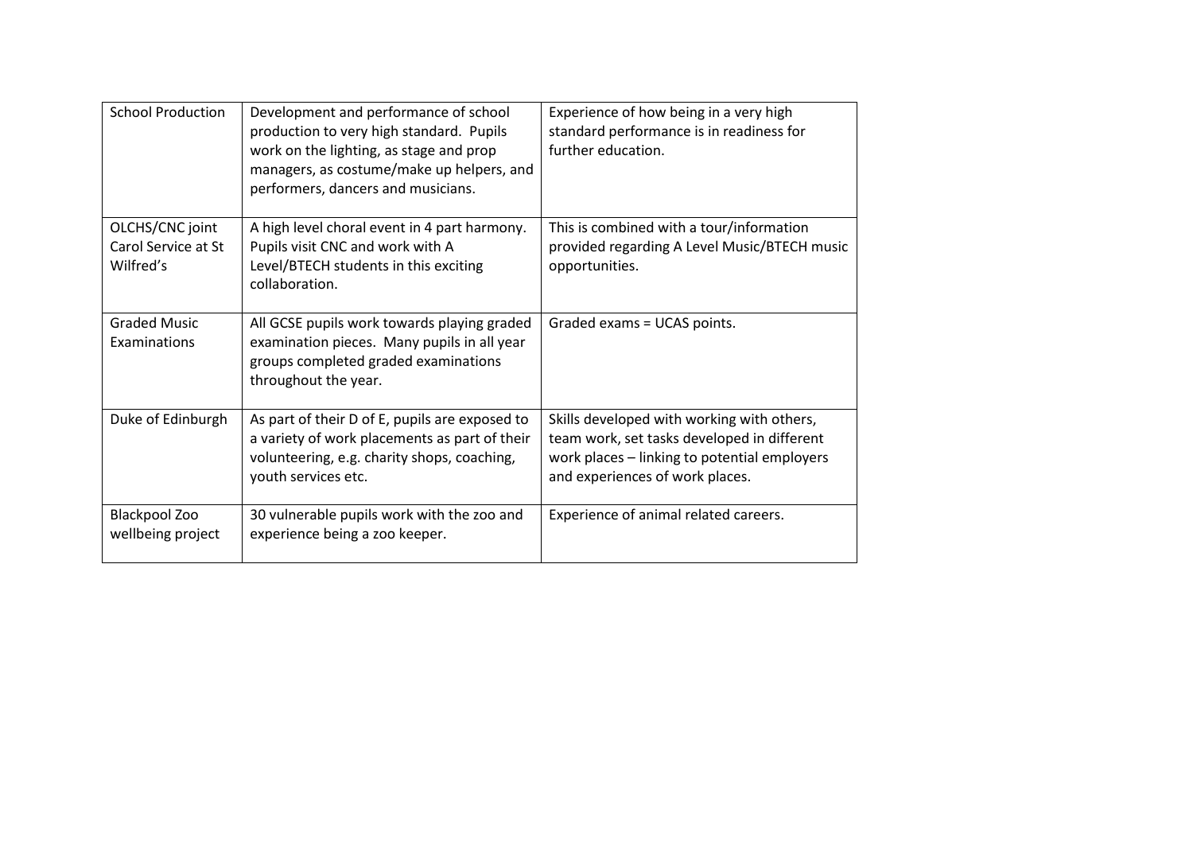| | | |
|---|---|---|
| School Production | Development and performance of school production to very high standard. Pupils work on the lighting, as stage and prop managers, as costume/make up helpers, and performers, dancers and musicians. | Experience of how being in a very high standard performance is in readiness for further education. |
| OLCHS/CNC joint Carol Service at St Wilfred's | A high level choral event in 4 part harmony. Pupils visit CNC and work with A Level/BTECH students in this exciting collaboration. | This is combined with a tour/information provided regarding A Level Music/BTECH music opportunities. |
| Graded Music Examinations | All GCSE pupils work towards playing graded examination pieces. Many pupils in all year groups completed graded examinations throughout the year. | Graded exams = UCAS points. |
| Duke of Edinburgh | As part of their D of E, pupils are exposed to a variety of work placements as part of their volunteering, e.g. charity shops, coaching, youth services etc. | Skills developed with working with others, team work, set tasks developed in different work places – linking to potential employers and experiences of work places. |
| Blackpool Zoo wellbeing project | 30 vulnerable pupils work with the zoo and experience being a zoo keeper. | Experience of animal related careers. |